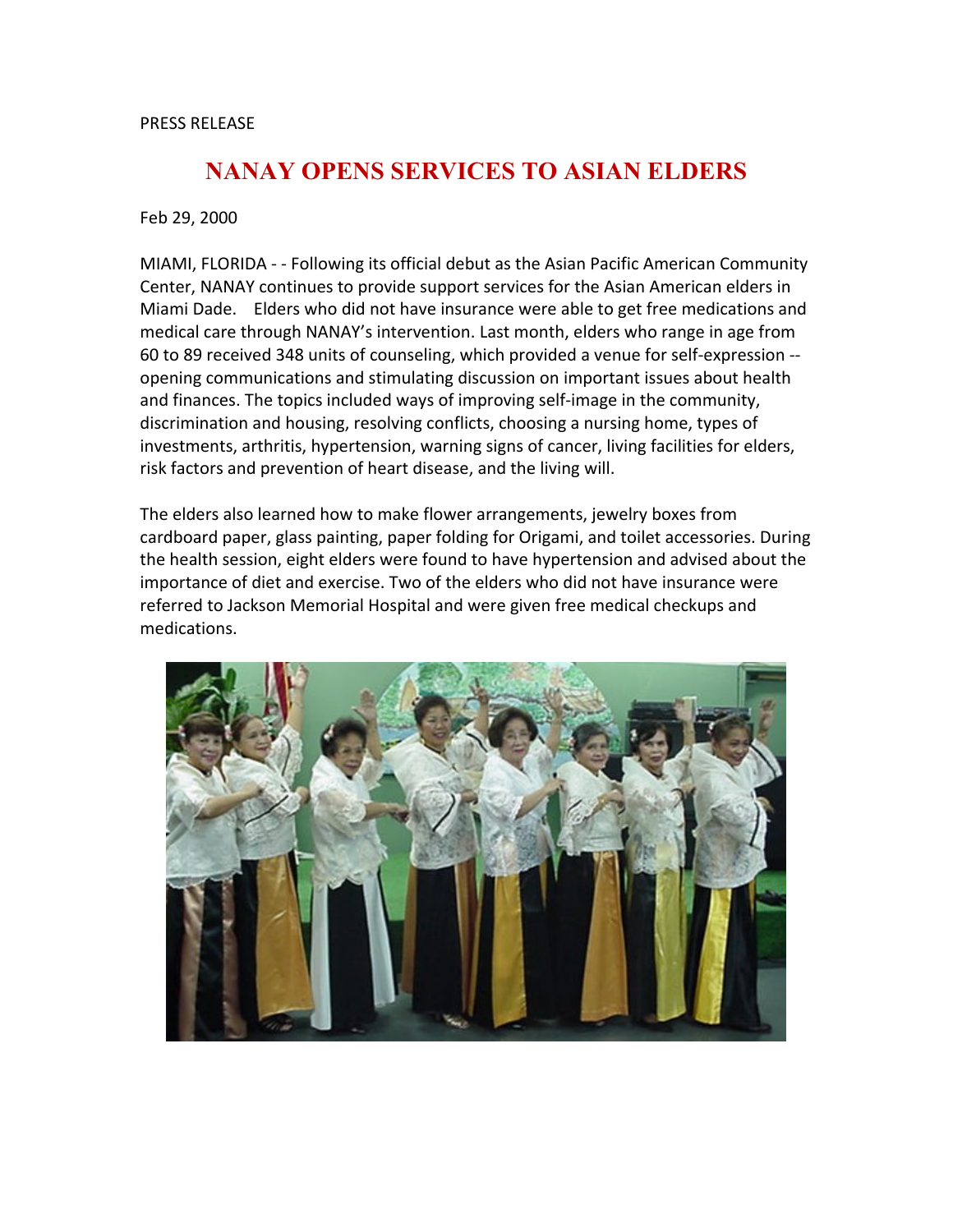PRESS RELEASE

# NANAY OPENS SERVICES TO ASIAN ELDERS

Feb 29, 2000

MIAMI, FLORIDA - - Following its official debut as the Asian Pacific American Community Center, NANAY continues to provide support services for the Asian American elders in Miami Dade. Elders who did not have insurance were able to get free medications and medical care through NANAY's intervention. Last month, elders who range in age from 60 to 89 received 348 units of counseling, which provided a venue for self-expression -- opening communications and stimulating discussion on important issues about health and finances. The topics included ways of improving self-image in the community, discrimination and housing, resolving conflicts, choosing a nursing home, types of investments, arthritis, hypertension, warning signs of cancer, living facilities for elders, risk factors and prevention of heart disease, and the living will.

The elders also learned how to make flower arrangements, jewelry boxes from cardboard paper, glass painting, paper folding for Origami, and toilet accessories. During the health session, eight elders were found to have hypertension and advised about the importance of diet and exercise. Two of the elders who did not have insurance were referred to Jackson Memorial Hospital and were given free medical checkups and medications.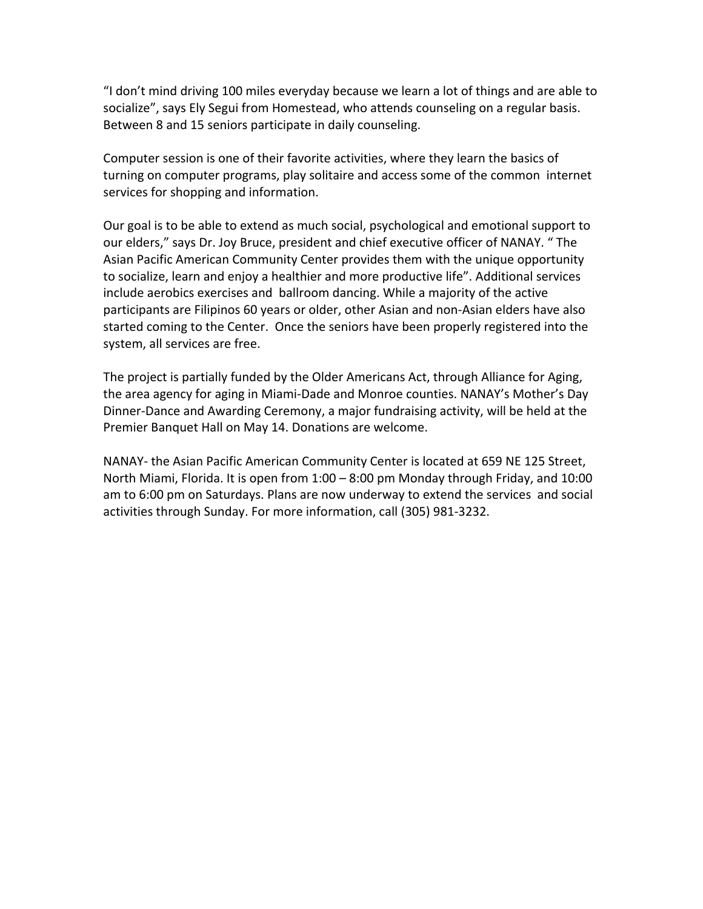"I don't mind driving 100 miles everyday because we learn a lot of things and are able to socialize", says Ely Segui from Homestead, who attends counseling on a regular basis. Between 8 and 15 seniors participate in daily counseling.

Computer session is one of their favorite activities, where they learn the basics of turning on computer programs, play solitaire and access some of the common internet services for shopping and information.

Our goal is to be able to extend as much social, psychological and emotional support to our elders," says Dr. Joy Bruce, president and chief executive officer of NANAY. " The Asian Pacific American Community Center provides them with the unique opportunity to socialize, learn and enjoy a healthier and more productive life". Additional services include aerobics exercises and ballroom dancing. While a majority of the active participants are Filipinos 60 years or older, other Asian and non-Asian elders have also started coming to the Center. Once the seniors have been properly registered into the system, all services are free.

The project is partially funded by the Older Americans Act, through Alliance for Aging, the area agency for aging in Miami-Dade and Monroe counties. NANAY's Mother's Day Dinner-Dance and Awarding Ceremony, a major fundraising activity, will be held at the Premier Banquet Hall on May 14. Donations are welcome.

NANAY- the Asian Pacific American Community Center is located at 659 NE 125 Street, North Miami, Florida. It is open from 1:00 – 8:00 pm Monday through Friday, and 10:00 am to 6:00 pm on Saturdays. Plans are now underway to extend the services and social activities through Sunday. For more information, call (305) 981-3232.